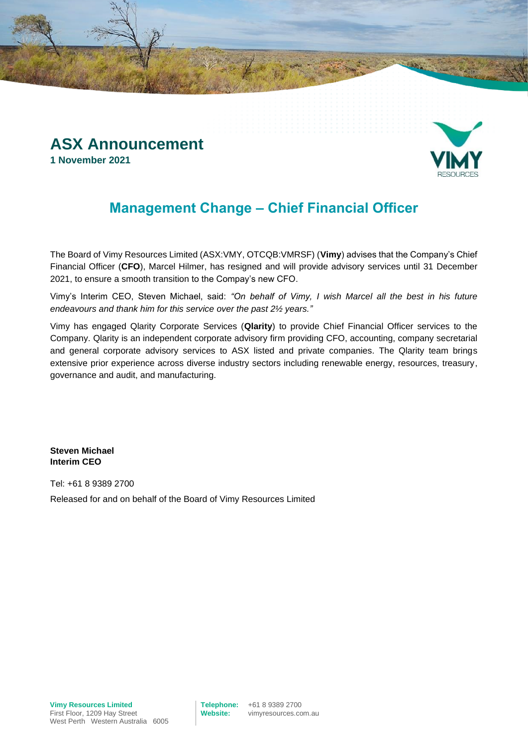# ASX Announcement

**1 November 2021**

## Management Change – Chief Financial Officer

The Board of Vimy Resources Limited (ASX:VMY, OTCQB:VMRSF) (**Vimy**) advises that the Company's Chief Financial Officer (**CFO**), Marcel Hilmer, has resigned and will provide advisory services until 31 December 2021, to ensure a smooth transition to the Compay's new CFO.

Vimy's Interim CEO, Steven Michael, said: *"On behalf of Vimy, I wish Marcel all the best in his future endeavours and thank him for this service over the past 2½ years."*

Vimy has engaged Qlarity Corporate Services (**Qlarity**) to provide Chief Financial Officer services to the Company. Qlarity is an independent corporate advisory firm providing CFO, accounting, company secretarial and general corporate advisory services to ASX listed and private companies. The Qlarity team brings extensive prior experience across diverse industry sectors including renewable energy, resources, treasury, governance and audit, and manufacturing.

**Steven Michael**
**Interim CEO**

Tel: +61 8 9389 2700

Released for and on behalf of the Board of Vimy Resources Limited

**Vimy Resources Limited**
First Floor, 1209 Hay Street
West Perth Western Australia 6005

**Telephone:** +61 8 9389 2700
**Website:** vimyresources.com.au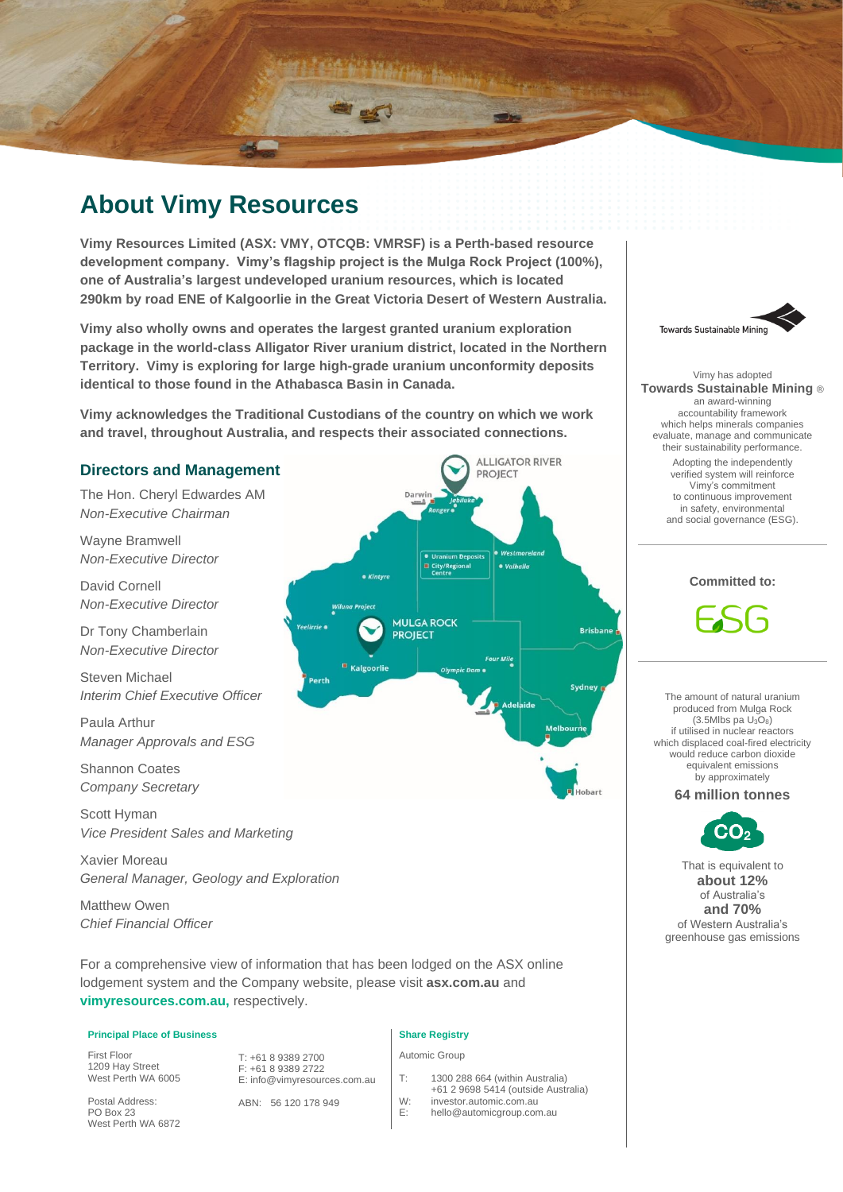# About Vimy Resources

**Vimy Resources Limited (ASX: VMY, OTCQB: VMRSF) is a Perth-based resource development company. Vimy's flagship project is the Mulga Rock Project (100%), one of Australia's largest undeveloped uranium resources, which is located 290km by road ENE of Kalgoorlie in the Great Victoria Desert of Western Australia.**

**Vimy also wholly owns and operates the largest granted uranium exploration package in the world-class Alligator River uranium district, located in the Northern Territory. Vimy is exploring for large high-grade uranium unconformity deposits identical to those found in the Athabasca Basin in Canada.**

**Vimy acknowledges the Traditional Custodians of the country on which we work and travel, throughout Australia, and respects their associated connections.**

## Directors and Management

The Hon. Cheryl Edwardes AM
*Non-Executive Chairman*

Wayne Bramwell
*Non-Executive Director*

David Cornell
*Non-Executive Director*

Dr Tony Chamberlain
*Non-Executive Director*

Steven Michael
*Interim Chief Executive Officer*

Paula Arthur
*Manager Approvals and ESG*

Shannon Coates
*Company Secretary*

Scott Hyman
*Vice President Sales and Marketing*

Xavier Moreau
*General Manager, Geology and Exploration*

Matthew Owen
*Chief Financial Officer*

ALLIGATOR RIVER PROJECT
Darwin
Jabiluka
Ranger
Uranium Deposits
City/Regional Centre
Westmoreland
Valhalla
Kintyre
Wiluna Project
Yeelirrie
MULGA ROCK PROJECT
Brisbane
Kalgoorlie
Perth
Four Mile
Olympic Dam
Sydney
Adelaide
Melbourne
Hobart

For a comprehensive view of information that has been lodged on the ASX online lodgement system and the Company website, please visit **asx.com.au** and **vimyresources.com.au,** respectively.

Towards Sustainable Mining

Vimy has adopted
**Towards Sustainable Mining ®**
an award-winning accountability framework which helps minerals companies evaluate, manage and communicate their sustainability performance.

Adopting the independently verified system will reinforce Vimy's commitment to continuous improvement in safety, environmental and social governance (ESG).

**Committed to:**

ESG

The amount of natural uranium produced from Mulga Rock (3.5Mlbs pa $U_3O_8$) if utilised in nuclear reactors which displaced coal-fired electricity would reduce carbon dioxide equivalent emissions by approximately

**64 million tonnes**

$CO_2$

That is equivalent to
**about 12%**
of Australia's
**and 70%**
of Western Australia's greenhouse gas emissions

**Principal Place of Business**

First Floor
1209 Hay Street
West Perth WA 6005

Postal Address:
PO Box 23
West Perth WA 6872

T: +61 8 9389 2700
F: +61 8 9389 2722
E: info@vimyresources.com.au

ABN: 56 120 178 949

**Share Registry**

Automic Group

T: 1300 288 664 (within Australia)
+61 2 9698 5414 (outside Australia)
W: investor.automic.com.au
E: hello@automicgroup.com.au